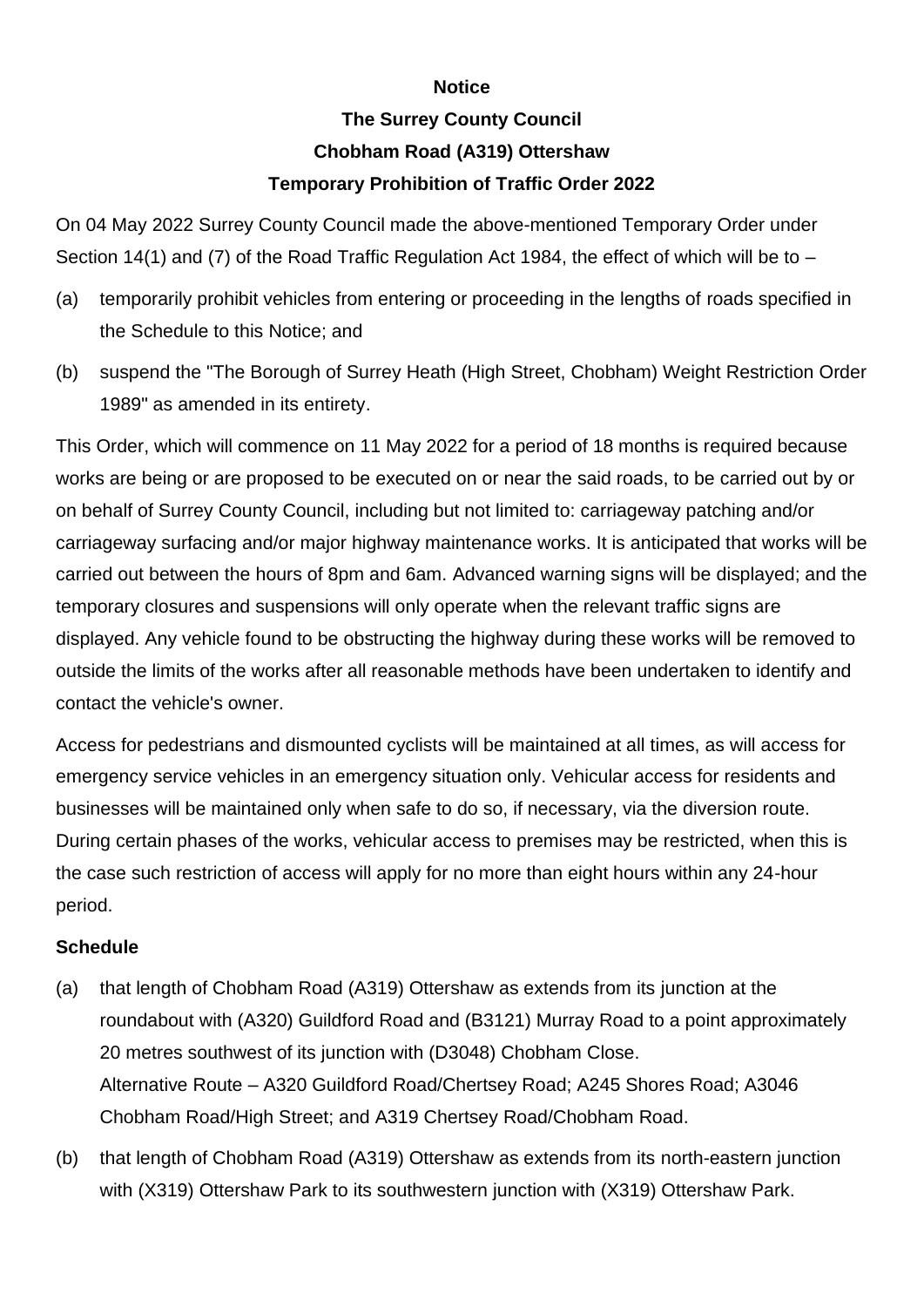**Notice**

**The Surrey County Council**

**Chobham Road (A319) Ottershaw**

**Temporary Prohibition of Traffic Order 2022**

On 04 May 2022 Surrey County Council made the above-mentioned Temporary Order under Section 14(1) and (7) of the Road Traffic Regulation Act 1984, the effect of which will be to –

(a) temporarily prohibit vehicles from entering or proceeding in the lengths of roads specified in the Schedule to this Notice; and

(b) suspend the "The Borough of Surrey Heath (High Street, Chobham) Weight Restriction Order 1989" as amended in its entirety.

This Order, which will commence on 11 May 2022 for a period of 18 months is required because works are being or are proposed to be executed on or near the said roads, to be carried out by or on behalf of Surrey County Council, including but not limited to: carriageway patching and/or carriageway surfacing and/or major highway maintenance works. It is anticipated that works will be carried out between the hours of 8pm and 6am. Advanced warning signs will be displayed; and the temporary closures and suspensions will only operate when the relevant traffic signs are displayed. Any vehicle found to be obstructing the highway during these works will be removed to outside the limits of the works after all reasonable methods have been undertaken to identify and contact the vehicle's owner.

Access for pedestrians and dismounted cyclists will be maintained at all times, as will access for emergency service vehicles in an emergency situation only. Vehicular access for residents and businesses will be maintained only when safe to do so, if necessary, via the diversion route. During certain phases of the works, vehicular access to premises may be restricted, when this is the case such restriction of access will apply for no more than eight hours within any 24-hour period.

**Schedule**

(a) that length of Chobham Road (A319) Ottershaw as extends from its junction at the roundabout with (A320) Guildford Road and (B3121) Murray Road to a point approximately 20 metres southwest of its junction with (D3048) Chobham Close.
Alternative Route – A320 Guildford Road/Chertsey Road; A245 Shores Road; A3046 Chobham Road/High Street; and A319 Chertsey Road/Chobham Road.

(b) that length of Chobham Road (A319) Ottershaw as extends from its north-eastern junction with (X319) Ottershaw Park to its southwestern junction with (X319) Ottershaw Park.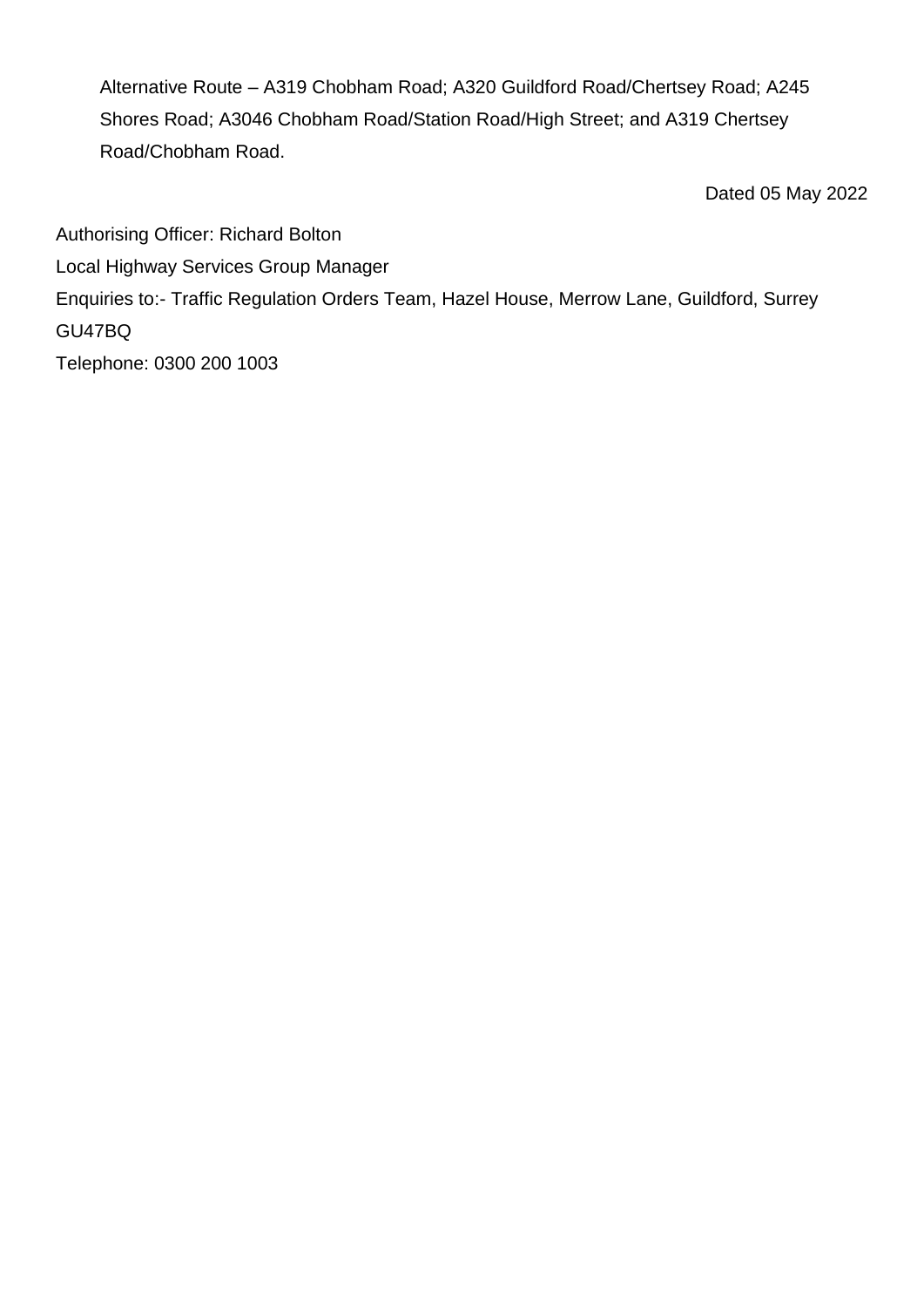Alternative Route – A319 Chobham Road; A320 Guildford Road/Chertsey Road; A245 Shores Road; A3046 Chobham Road/Station Road/High Street; and A319 Chertsey Road/Chobham Road.

Dated 05 May 2022

Authorising Officer: Richard Bolton

Local Highway Services Group Manager

Enquiries to:- Traffic Regulation Orders Team, Hazel House, Merrow Lane, Guildford, Surrey GU47BQ

Telephone: 0300 200 1003